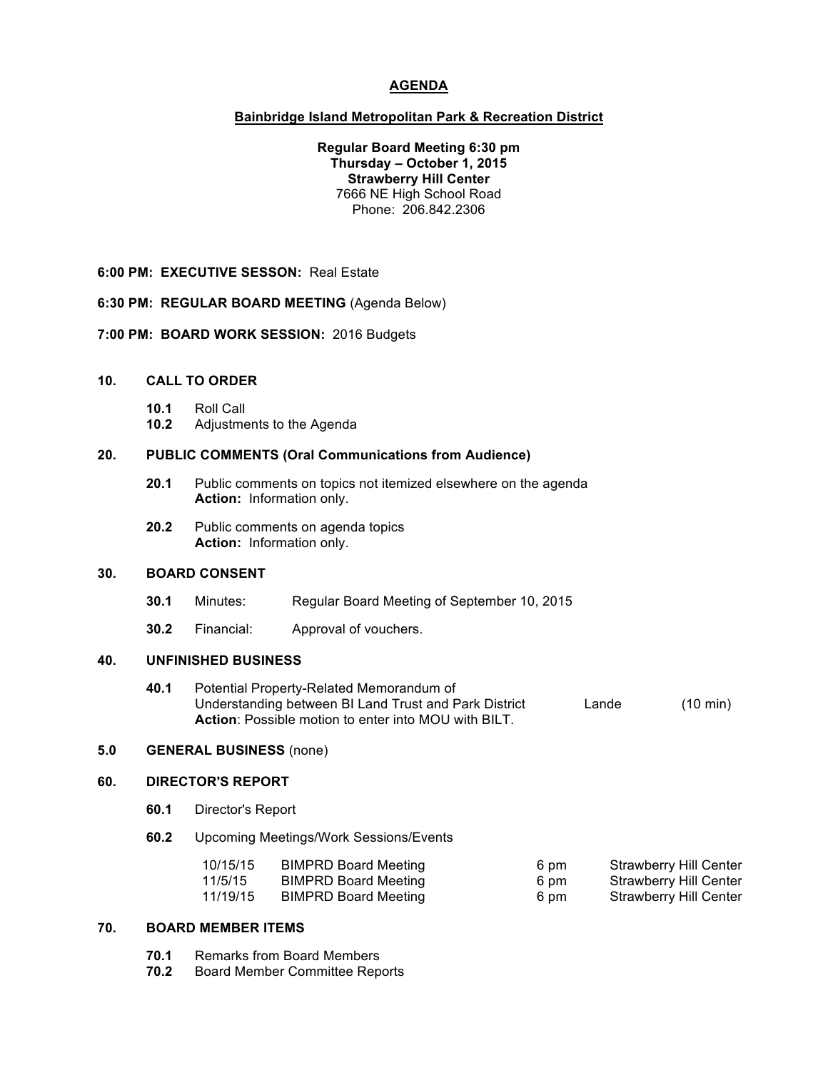# AGENDA

## Bainbridge Island Metropolitan Park & Recreation District

**Regular Board Meeting 6:30 pm**
**Thursday – October 1, 2015**
**Strawberry Hill Center**
7666 NE High School Road
Phone: 206.842.2306

**6:00 PM: EXECUTIVE SESSON:** Real Estate

**6:30 PM: REGULAR BOARD MEETING** (Agenda Below)

**7:00 PM: BOARD WORK SESSION:** 2016 Budgets

### 10. CALL TO ORDER

- **10.1** Roll Call
- **10.2** Adjustments to the Agenda

### 20. PUBLIC COMMENTS (Oral Communications from Audience)

- **20.1** Public comments on topics not itemized elsewhere on the agenda
  **Action:** Information only.
- **20.2** Public comments on agenda topics
  **Action:** Information only.

### 30. BOARD CONSENT

- **30.1** Minutes: Regular Board Meeting of September 10, 2015
- **30.2** Financial: Approval of vouchers.

### 40. UNFINISHED BUSINESS

- **40.1** Potential Property-Related Memorandum of Understanding between BI Land Trust and Park District — Lande (10 min)
  **Action**: Possible motion to enter into MOU with BILT.

### 5.0 GENERAL BUSINESS (none)

### 60. DIRECTOR'S REPORT

- **60.1** Director's Report
- **60.2** Upcoming Meetings/Work Sessions/Events

| | | | |
|---|---|---|---|
| 10/15/15 | BIMPRD Board Meeting | 6 pm | Strawberry Hill Center |
| 11/5/15 | BIMPRD Board Meeting | 6 pm | Strawberry Hill Center |
| 11/19/15 | BIMPRD Board Meeting | 6 pm | Strawberry Hill Center |

### 70. BOARD MEMBER ITEMS

- **70.1** Remarks from Board Members
- **70.2** Board Member Committee Reports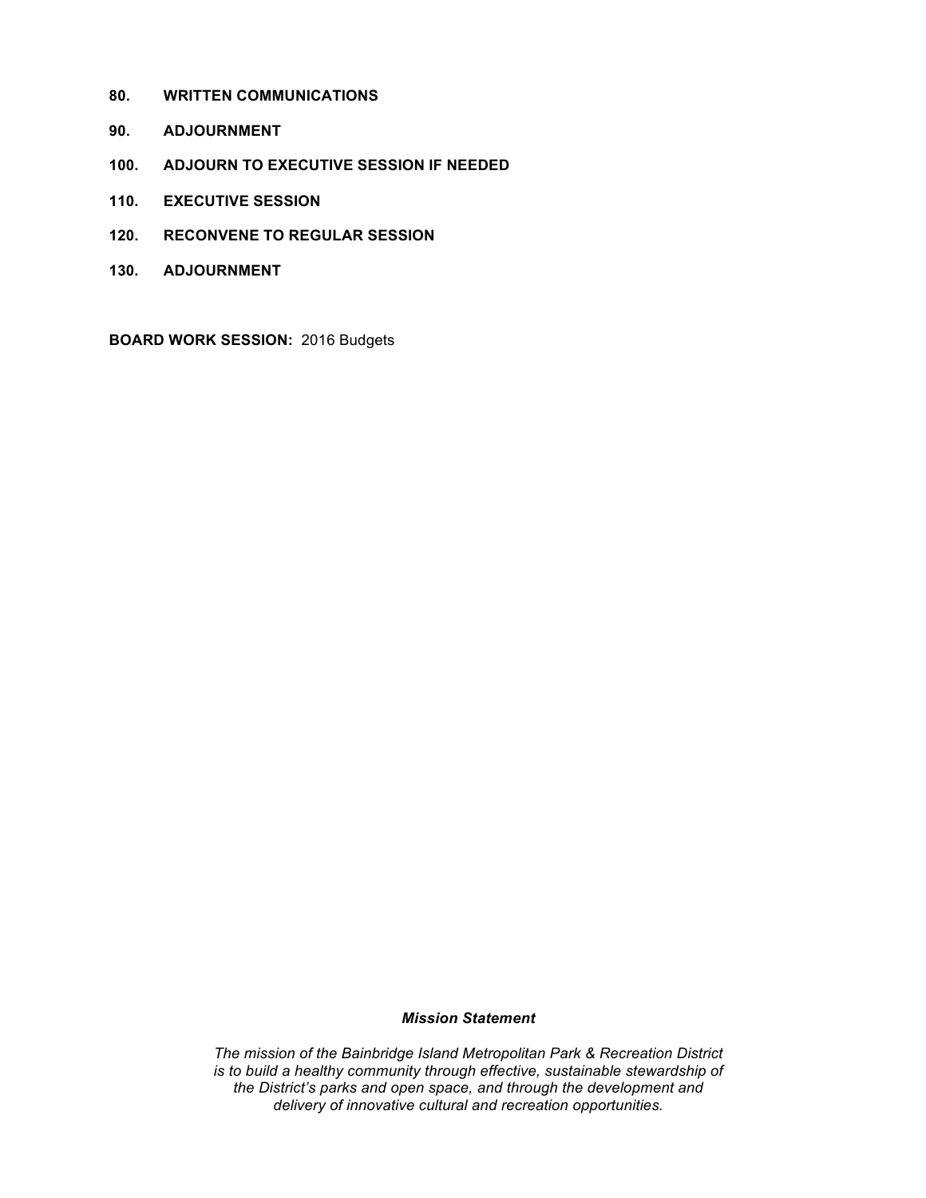**80. WRITTEN COMMUNICATIONS**

**90. ADJOURNMENT**

**100. ADJOURN TO EXECUTIVE SESSION IF NEEDED**

**110. EXECUTIVE SESSION**

**120. RECONVENE TO REGULAR SESSION**

**130. ADJOURNMENT**

**BOARD WORK SESSION:** 2016 Budgets

***Mission Statement***

*The mission of the Bainbridge Island Metropolitan Park & Recreation District is to build a healthy community through effective, sustainable stewardship of the District's parks and open space, and through the development and delivery of innovative cultural and recreation opportunities.*